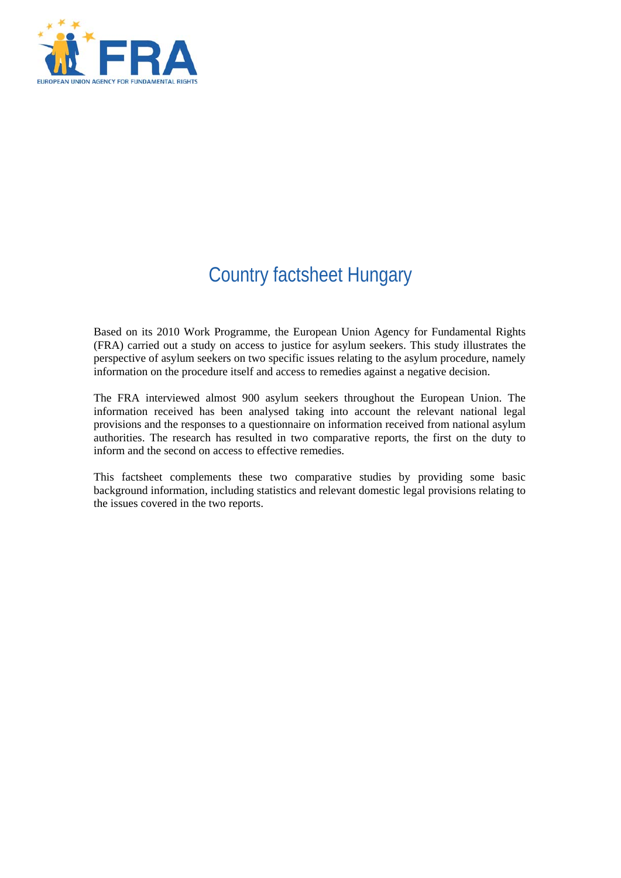# Country factsheet Hungary

Based on its 2010 Work Programme, the European Union Agency for Fundamental Rights (FRA) carried out a study on access to justice for asylum seekers. This study illustrates the perspective of asylum seekers on two specific issues relating to the asylum procedure, namely information on the procedure itself and access to remedies against a negative decision.

The FRA interviewed almost 900 asylum seekers throughout the European Union. The information received has been analysed taking into account the relevant national legal provisions and the responses to a questionnaire on information received from national asylum authorities. The research has resulted in two comparative reports, the first on the duty to inform and the second on access to effective remedies.

This factsheet complements these two comparative studies by providing some basic background information, including statistics and relevant domestic legal provisions relating to the issues covered in the two reports.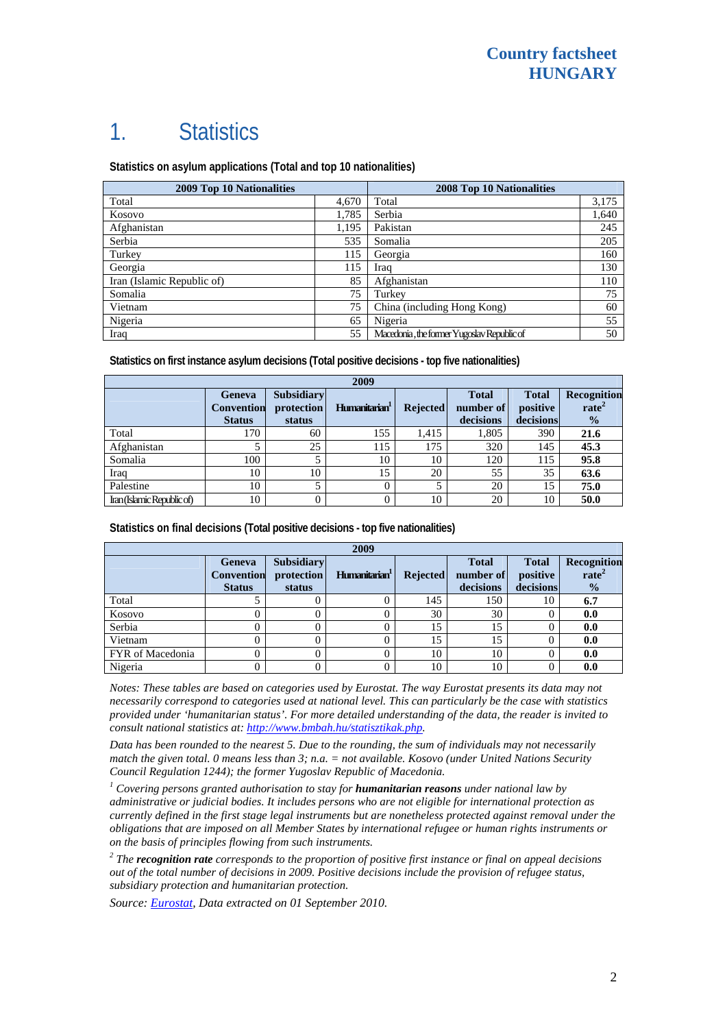# 1. Statistics

**Statistics on asylum applications (Total and top 10 nationalities)**

| 2009 Top 10 Nationalities | | 2008 Top 10 Nationalities | |
|---|---|---|---|
| Total | 4,670 | Total | 3,175 |
| Kosovo | 1,785 | Serbia | 1,640 |
| Afghanistan | 1,195 | Pakistan | 245 |
| Serbia | 535 | Somalia | 205 |
| Turkey | 115 | Georgia | 160 |
| Georgia | 115 | Iraq | 130 |
| Iran (Islamic Republic of) | 85 | Afghanistan | 110 |
| Somalia | 75 | Turkey | 75 |
| Vietnam | 75 | China (including Hong Kong) | 60 |
| Nigeria | 65 | Nigeria | 55 |
| Iraq | 55 | Macedonia, the former Yugoslav Republic of | 50 |

**Statistics on first instance asylum decisions (Total positive decisions - top five nationalities)**

| 2009 | | | | | | | |
|---|---|---|---|---|---|---|---|
| | Geneva Convention Status | Subsidiary protection status | Humanitarian[1] | Rejected | Total number of decisions | Total positive decisions | Recognition rate[2] % |
| Total | 170 | 60 | 155 | 1,415 | 1,805 | 390 | **21.6** |
| Afghanistan | 5 | 25 | 115 | 175 | 320 | 145 | **45.3** |
| Somalia | 100 | 5 | 10 | 10 | 120 | 115 | **95.8** |
| Iraq | 10 | 10 | 15 | 20 | 55 | 35 | **63.6** |
| Palestine | 10 | 5 | 0 | 5 | 20 | 15 | **75.0** |
| Iran (Islamic Republic of) | 10 | 0 | 0 | 10 | 20 | 10 | **50.0** |

**Statistics on final decisions (Total positive decisions - top five nationalities)**

| 2009 | | | | | | | |
|---|---|---|---|---|---|---|---|
| | Geneva Convention Status | Subsidiary protection status | Humanitarian[1] | Rejected | Total number of decisions | Total positive decisions | Recognition rate[2] % |
| Total | 5 | 0 | 0 | 145 | 150 | 10 | **6.7** |
| Kosovo | 0 | 0 | 0 | 30 | 30 | 0 | **0.0** |
| Serbia | 0 | 0 | 0 | 15 | 15 | 0 | **0.0** |
| Vietnam | 0 | 0 | 0 | 15 | 15 | 0 | **0.0** |
| FYR of Macedonia | 0 | 0 | 0 | 10 | 10 | 0 | **0.0** |
| Nigeria | 0 | 0 | 0 | 10 | 10 | 0 | **0.0** |

*Notes: These tables are based on categories used by Eurostat. The way Eurostat presents its data may not necessarily correspond to categories used at national level. This can particularly be the case with statistics provided under 'humanitarian status'. For more detailed understanding of the data, the reader is invited to consult national statistics at: http://www.bmbah.hu/statisztikak.php.*

*Data has been rounded to the nearest 5. Due to the rounding, the sum of individuals may not necessarily match the given total. 0 means less than 3; n.a. = not available. Kosovo (under United Nations Security Council Regulation 1244); the former Yugoslav Republic of Macedonia.*

*[1] Covering persons granted authorisation to stay for **humanitarian reasons** under national law by administrative or judicial bodies. It includes persons who are not eligible for international protection as currently defined in the first stage legal instruments but are nonetheless protected against removal under the obligations that are imposed on all Member States by international refugee or human rights instruments or on the basis of principles flowing from such instruments.*

*[2] The **recognition rate** corresponds to the proportion of positive first instance or final on appeal decisions out of the total number of decisions in 2009. Positive decisions include the provision of refugee status, subsidiary protection and humanitarian protection.*

*Source: Eurostat, Data extracted on 01 September 2010.*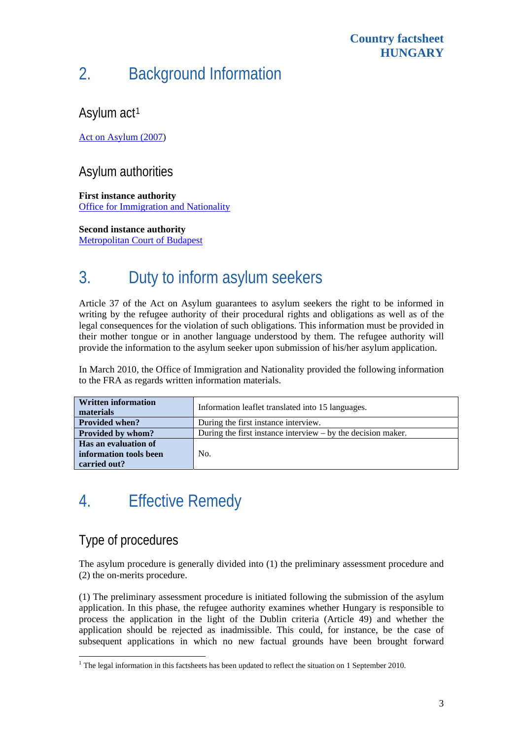## 2. Background Information

### Asylum act[1]

Act on Asylum (2007)

### Asylum authorities

**First instance authority**
Office for Immigration and Nationality

**Second instance authority**
Metropolitan Court of Budapest

## 3. Duty to inform asylum seekers

Article 37 of the Act on Asylum guarantees to asylum seekers the right to be informed in writing by the refugee authority of their procedural rights and obligations as well as of the legal consequences for the violation of such obligations. This information must be provided in their mother tongue or in another language understood by them. The refugee authority will provide the information to the asylum seeker upon submission of his/her asylum application.

In March 2010, the Office of Immigration and Nationality provided the following information to the FRA as regards written information materials.

| **Written information materials** | Information leaflet translated into 15 languages. |
|---|---|
| **Provided when?** | During the first instance interview. |
| **Provided by whom?** | During the first instance interview – by the decision maker. |
| **Has an evaluation of information tools been carried out?** | No. |

## 4. Effective Remedy

### Type of procedures

The asylum procedure is generally divided into (1) the preliminary assessment procedure and (2) the on-merits procedure.

(1) The preliminary assessment procedure is initiated following the submission of the asylum application. In this phase, the refugee authority examines whether Hungary is responsible to process the application in the light of the Dublin criteria (Article 49) and whether the application should be rejected as inadmissible. This could, for instance, be the case of subsequent applications in which no new factual grounds have been brought forward

[1] The legal information in this factsheets has been updated to reflect the situation on 1 September 2010.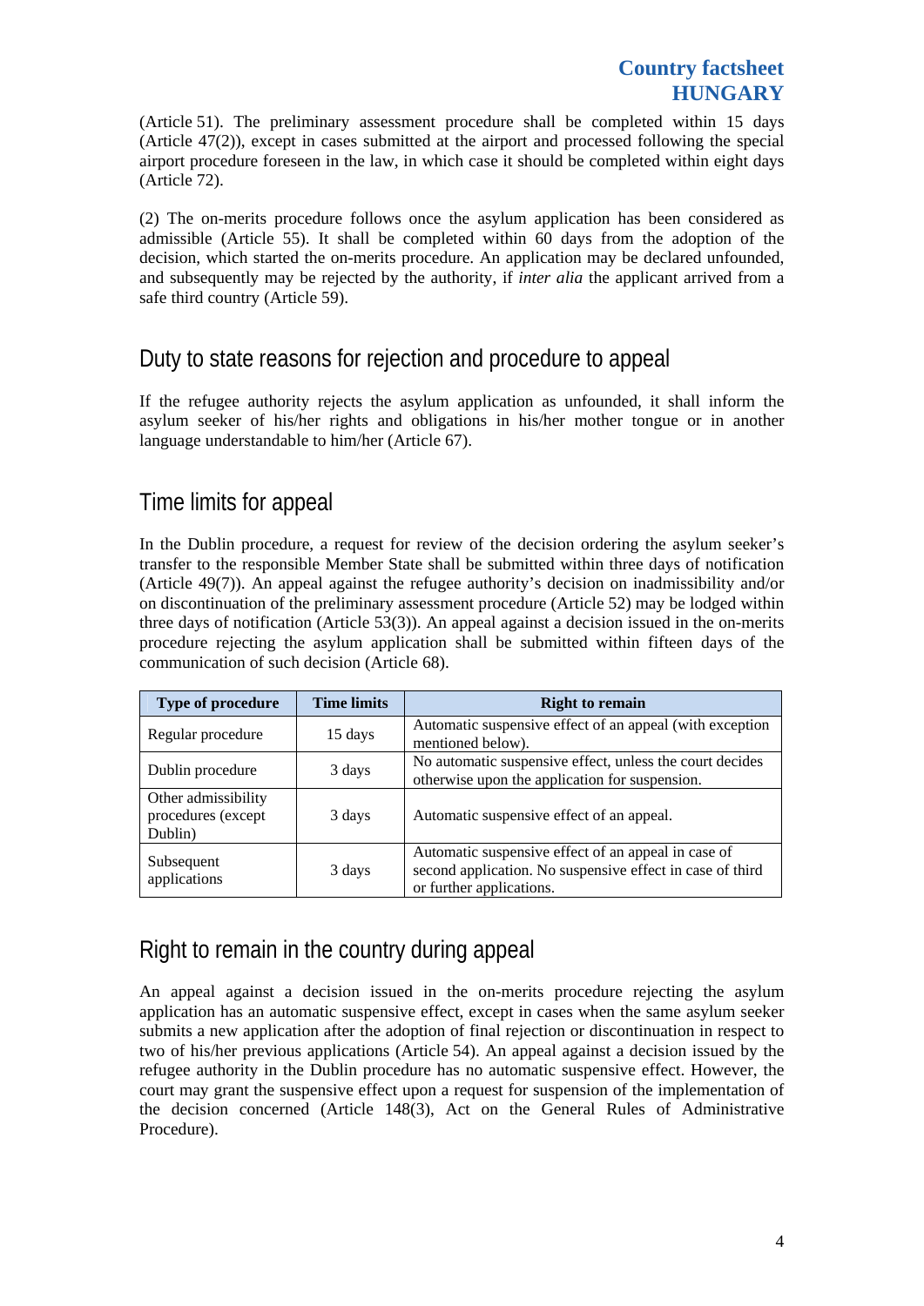(Article 51). The preliminary assessment procedure shall be completed within 15 days (Article 47(2)), except in cases submitted at the airport and processed following the special airport procedure foreseen in the law, in which case it should be completed within eight days (Article 72).

(2) The on-merits procedure follows once the asylum application has been considered as admissible (Article 55). It shall be completed within 60 days from the adoption of the decision, which started the on-merits procedure. An application may be declared unfounded, and subsequently may be rejected by the authority, if *inter alia* the applicant arrived from a safe third country (Article 59).

## Duty to state reasons for rejection and procedure to appeal

If the refugee authority rejects the asylum application as unfounded, it shall inform the asylum seeker of his/her rights and obligations in his/her mother tongue or in another language understandable to him/her (Article 67).

## Time limits for appeal

In the Dublin procedure, a request for review of the decision ordering the asylum seeker's transfer to the responsible Member State shall be submitted within three days of notification (Article 49(7)). An appeal against the refugee authority's decision on inadmissibility and/or on discontinuation of the preliminary assessment procedure (Article 52) may be lodged within three days of notification (Article 53(3)). An appeal against a decision issued in the on-merits procedure rejecting the asylum application shall be submitted within fifteen days of the communication of such decision (Article 68).

| Type of procedure | Time limits | Right to remain |
|---|---|---|
| Regular procedure | 15 days | Automatic suspensive effect of an appeal (with exception mentioned below). |
| Dublin procedure | 3 days | No automatic suspensive effect, unless the court decides otherwise upon the application for suspension. |
| Other admissibility procedures (except Dublin) | 3 days | Automatic suspensive effect of an appeal. |
| Subsequent applications | 3 days | Automatic suspensive effect of an appeal in case of second application. No suspensive effect in case of third or further applications. |

## Right to remain in the country during appeal

An appeal against a decision issued in the on-merits procedure rejecting the asylum application has an automatic suspensive effect, except in cases when the same asylum seeker submits a new application after the adoption of final rejection or discontinuation in respect to two of his/her previous applications (Article 54). An appeal against a decision issued by the refugee authority in the Dublin procedure has no automatic suspensive effect. However, the court may grant the suspensive effect upon a request for suspension of the implementation of the decision concerned (Article 148(3), Act on the General Rules of Administrative Procedure).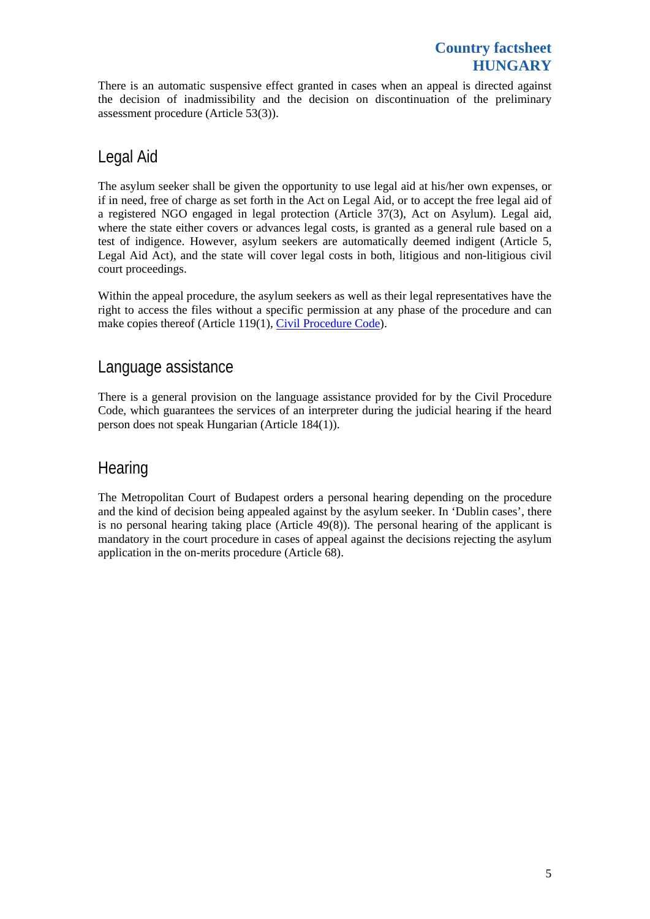There is an automatic suspensive effect granted in cases when an appeal is directed against the decision of inadmissibility and the decision on discontinuation of the preliminary assessment procedure (Article 53(3)).

## Legal Aid

The asylum seeker shall be given the opportunity to use legal aid at his/her own expenses, or if in need, free of charge as set forth in the Act on Legal Aid, or to accept the free legal aid of a registered NGO engaged in legal protection (Article 37(3), Act on Asylum). Legal aid, where the state either covers or advances legal costs, is granted as a general rule based on a test of indigence. However, asylum seekers are automatically deemed indigent (Article 5, Legal Aid Act), and the state will cover legal costs in both, litigious and non-litigious civil court proceedings.

Within the appeal procedure, the asylum seekers as well as their legal representatives have the right to access the files without a specific permission at any phase of the procedure and can make copies thereof (Article 119(1), Civil Procedure Code).

## Language assistance

There is a general provision on the language assistance provided for by the Civil Procedure Code, which guarantees the services of an interpreter during the judicial hearing if the heard person does not speak Hungarian (Article 184(1)).

## Hearing

The Metropolitan Court of Budapest orders a personal hearing depending on the procedure and the kind of decision being appealed against by the asylum seeker. In 'Dublin cases', there is no personal hearing taking place (Article 49(8)). The personal hearing of the applicant is mandatory in the court procedure in cases of appeal against the decisions rejecting the asylum application in the on-merits procedure (Article 68).